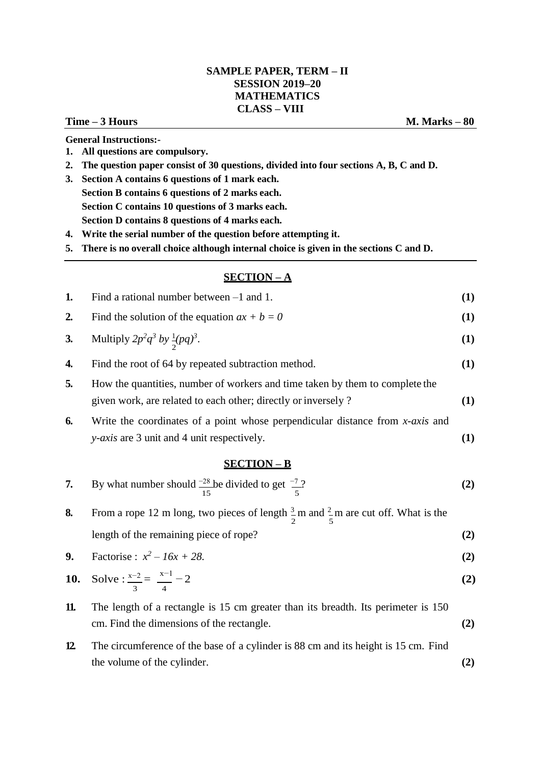**SAMPLE PAPER, TERM – II**
**SESSION 2019–20**
**MATHEMATICS**
**CLASS – VIII**

**Time – 3 Hours** **M. Marks – 80**

**General Instructions:-**

1. **All questions are compulsory.**
2. **The question paper consist of 30 questions, divided into four sections A, B, C and D.**
3. **Section A contains 6 questions of 1 mark each.**
   **Section B contains 6 questions of 2 marks each.**
   **Section C contains 10 questions of 3 marks each.**
   **Section D contains 8 questions of 4 marks each.**
4. **Write the serial number of the question before attempting it.**
5. **There is no overall choice although internal choice is given in the sections C and D.**

---

## SECTION – A

**1.** Find a rational number between –1 and 1. **(1)**

**2.** Find the solution of the equation $ax + b = 0$ **(1)**

**3.** Multiply $2p^2q^3$ *by* $\frac{1}{2}(pq)^3$. **(1)**

**4.** Find the root of 64 by repeated subtraction method. **(1)**

**5.** How the quantities, number of workers and time taken by them to complete the given work, are related to each other; directly or inversely ? **(1)**

**6.** Write the coordinates of a point whose perpendicular distance from *x-axis* and *y-axis* are 3 unit and 4 unit respectively. **(1)**

## SECTION – B

**7.** By what number should $\frac{-28}{15}$ be divided to get $\frac{-7}{5}$? **(2)**

**8.** From a rope 12 m long, two pieces of length $\frac{3}{2}$ m and $\frac{2}{5}$ m are cut off. What is the length of the remaining piece of rope? **(2)**

**9.** Factorise : $x^2 – 16x + 28$. **(2)**

**10.** Solve : $\frac{x-2}{3} = \frac{x-1}{4} - 2$ **(2)**

**11.** The length of a rectangle is 15 cm greater than its breadth. Its perimeter is 150 cm. Find the dimensions of the rectangle. **(2)**

**12.** The circumference of the base of a cylinder is 88 cm and its height is 15 cm. Find the volume of the cylinder. **(2)**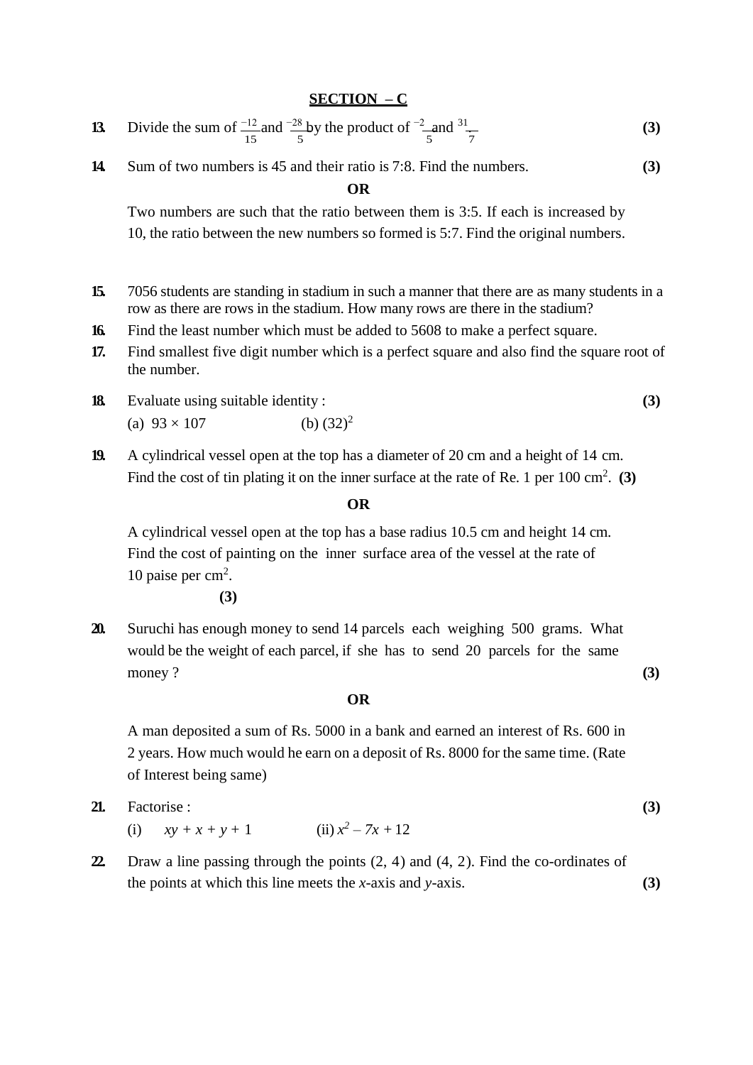## SECTION – C

**13.** Divide the sum of $\frac{-12}{15}$ and $\frac{-28}{5}$ by the product of $\frac{-2}{5}$ and $\frac{31}{7}$. **(3)**

**14.** Sum of two numbers is 45 and their ratio is 7:8. Find the numbers. **(3)**

**OR**

Two numbers are such that the ratio between them is 3:5. If each is increased by 10, the ratio between the new numbers so formed is 5:7. Find the original numbers.

**15.** 7056 students are standing in stadium in such a manner that there are as many students in a row as there are rows in the stadium. How many rows are there in the stadium?

**16.** Find the least number which must be added to 5608 to make a perfect square.

**17.** Find smallest five digit number which is a perfect square and also find the square root of the number.

**18.** Evaluate using suitable identity : **(3)**

(a) $93 \times 107$ (b) $(32)^2$

**19.** A cylindrical vessel open at the top has a diameter of 20 cm and a height of 14 cm. Find the cost of tin plating it on the inner surface at the rate of Re. 1 per 100 $cm^2$. **(3)**

**OR**

A cylindrical vessel open at the top has a base radius 10.5 cm and height 14 cm. Find the cost of painting on the inner surface area of the vessel at the rate of 10 paise per $cm^2$.

**(3)**

**20.** Suruchi has enough money to send 14 parcels each weighing 500 grams. What would be the weight of each parcel, if she has to send 20 parcels for the same money ? **(3)**

**OR**

A man deposited a sum of Rs. 5000 in a bank and earned an interest of Rs. 600 in 2 years. How much would he earn on a deposit of Rs. 8000 for the same time. (Rate of Interest being same)

**21.** Factorise : **(3)**

(i) $xy + x + y + 1$ (ii) $x^2 - 7x + 12$

**22.** Draw a line passing through the points (2, 4) and (4, 2). Find the co-ordinates of the points at which this line meets the $x$-axis and $y$-axis. **(3)**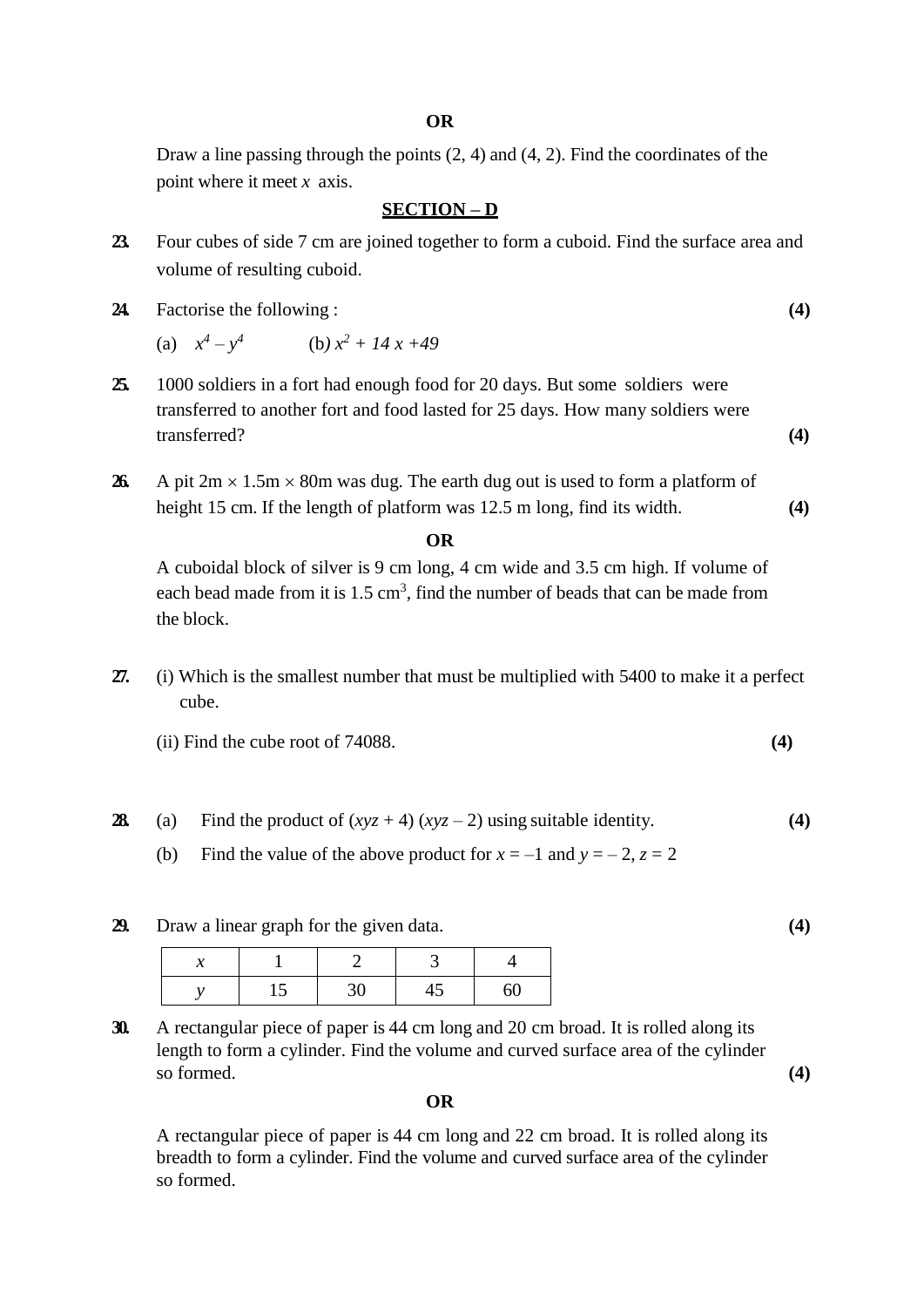**OR**

Draw a line passing through the points (2, 4) and (4, 2). Find the coordinates of the point where it meet $x$ axis.

## SECTION – D

**23.** Four cubes of side 7 cm are joined together to form a cuboid. Find the surface area and volume of resulting cuboid.

**24.** Factorise the following : **(4)**

(a) $x^4 - y^4$ (b) $x^2 + 14x + 49$

**25.** 1000 soldiers in a fort had enough food for 20 days. But some soldiers were transferred to another fort and food lasted for 25 days. How many soldiers were transferred? **(4)**

**26.** A pit 2m × 1.5m × 80m was dug. The earth dug out is used to form a platform of height 15 cm. If the length of platform was 12.5 m long, find its width. **(4)**

**OR**

A cuboidal block of silver is 9 cm long, 4 cm wide and 3.5 cm high. If volume of each bead made from it is 1.5 $cm^3$, find the number of beads that can be made from the block.

**27.** (i) Which is the smallest number that must be multiplied with 5400 to make it a perfect cube.

(ii) Find the cube root of 74088. **(4)**

**28.** (a) Find the product of $(xyz + 4)(xyz - 2)$ using suitable identity. **(4)**

(b) Find the value of the above product for $x = -1$ and $y = -2$, $z = 2$

**29.** Draw a linear graph for the given data. **(4)**

| | | | | |
|---|---|---|---|---|
| $x$ | 1 | 2 | 3 | 4 |
| $y$ | 15 | 30 | 45 | 60 |

**30.** A rectangular piece of paper is 44 cm long and 20 cm broad. It is rolled along its length to form a cylinder. Find the volume and curved surface area of the cylinder so formed. **(4)**

**OR**

A rectangular piece of paper is 44 cm long and 22 cm broad. It is rolled along its breadth to form a cylinder. Find the volume and curved surface area of the cylinder so formed.